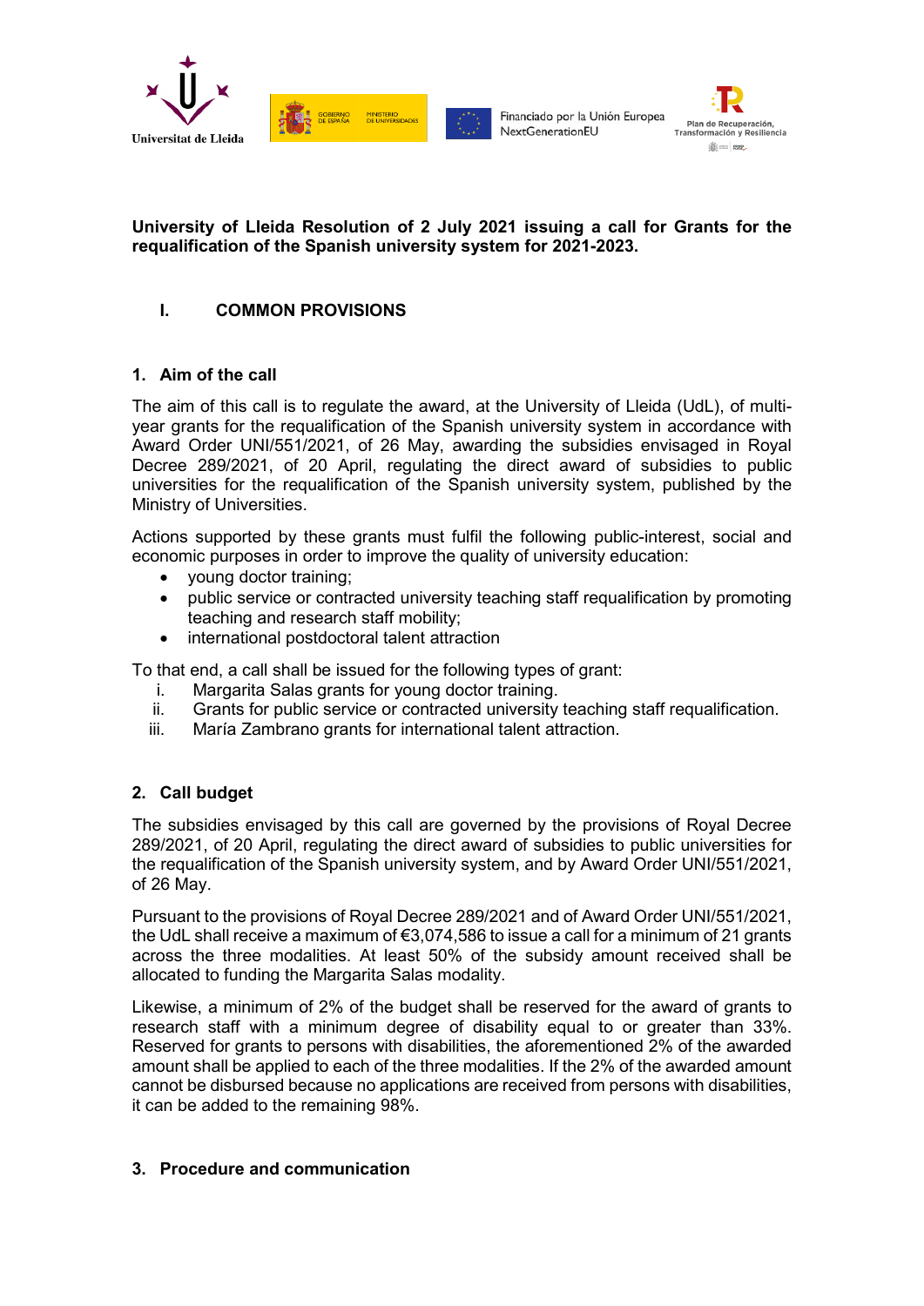**University of Lleida Resolution of 2 July 2021 issuing a call for Grants for the requalification of the Spanish university system for 2021-2023.**

## I. COMMON PROVISIONS

### 1. Aim of the call

The aim of this call is to regulate the award, at the University of Lleida (UdL), of multi-year grants for the requalification of the Spanish university system in accordance with Award Order UNI/551/2021, of 26 May, awarding the subsidies envisaged in Royal Decree 289/2021, of 20 April, regulating the direct award of subsidies to public universities for the requalification of the Spanish university system, published by the Ministry of Universities.

Actions supported by these grants must fulfil the following public-interest, social and economic purposes in order to improve the quality of university education:

- young doctor training;
- public service or contracted university teaching staff requalification by promoting teaching and research staff mobility;
- international postdoctoral talent attraction

To that end, a call shall be issued for the following types of grant:

1. Margarita Salas grants for young doctor training.
2. Grants for public service or contracted university teaching staff requalification.
3. María Zambrano grants for international talent attraction.

### 2. Call budget

The subsidies envisaged by this call are governed by the provisions of Royal Decree 289/2021, of 20 April, regulating the direct award of subsidies to public universities for the requalification of the Spanish university system, and by Award Order UNI/551/2021, of 26 May.

Pursuant to the provisions of Royal Decree 289/2021 and of Award Order UNI/551/2021, the UdL shall receive a maximum of €3,074,586 to issue a call for a minimum of 21 grants across the three modalities. At least 50% of the subsidy amount received shall be allocated to funding the Margarita Salas modality.

Likewise, a minimum of 2% of the budget shall be reserved for the award of grants to research staff with a minimum degree of disability equal to or greater than 33%. Reserved for grants to persons with disabilities, the aforementioned 2% of the awarded amount shall be applied to each of the three modalities. If the 2% of the awarded amount cannot be disbursed because no applications are received from persons with disabilities, it can be added to the remaining 98%.

### 3. Procedure and communication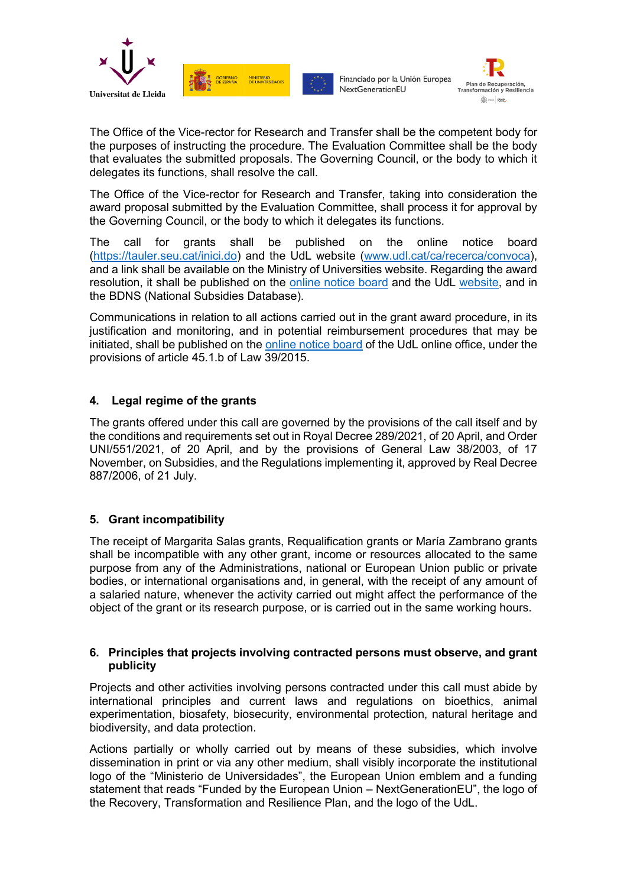The Office of the Vice-rector for Research and Transfer shall be the competent body for the purposes of instructing the procedure. The Evaluation Committee shall be the body that evaluates the submitted proposals. The Governing Council, or the body to which it delegates its functions, shall resolve the call.

The Office of the Vice-rector for Research and Transfer, taking into consideration the award proposal submitted by the Evaluation Committee, shall process it for approval by the Governing Council, or the body to which it delegates its functions.

The call for grants shall be published on the online notice board (https://tauler.seu.cat/inici.do) and the UdL website (www.udl.cat/ca/recerca/convoca), and a link shall be available on the Ministry of Universities website. Regarding the award resolution, it shall be published on the online notice board and the UdL website, and in the BDNS (National Subsidies Database).

Communications in relation to all actions carried out in the grant award procedure, in its justification and monitoring, and in potential reimbursement procedures that may be initiated, shall be published on the online notice board of the UdL online office, under the provisions of article 45.1.b of Law 39/2015.

## 4. Legal regime of the grants

The grants offered under this call are governed by the provisions of the call itself and by the conditions and requirements set out in Royal Decree 289/2021, of 20 April, and Order UNI/551/2021, of 20 April, and by the provisions of General Law 38/2003, of 17 November, on Subsidies, and the Regulations implementing it, approved by Real Decree 887/2006, of 21 July.

## 5. Grant incompatibility

The receipt of Margarita Salas grants, Requalification grants or María Zambrano grants shall be incompatible with any other grant, income or resources allocated to the same purpose from any of the Administrations, national or European Union public or private bodies, or international organisations and, in general, with the receipt of any amount of a salaried nature, whenever the activity carried out might affect the performance of the object of the grant or its research purpose, or is carried out in the same working hours.

## 6. Principles that projects involving contracted persons must observe, and grant publicity

Projects and other activities involving persons contracted under this call must abide by international principles and current laws and regulations on bioethics, animal experimentation, biosafety, biosecurity, environmental protection, natural heritage and biodiversity, and data protection.

Actions partially or wholly carried out by means of these subsidies, which involve dissemination in print or via any other medium, shall visibly incorporate the institutional logo of the "Ministerio de Universidades", the European Union emblem and a funding statement that reads "Funded by the European Union – NextGenerationEU", the logo of the Recovery, Transformation and Resilience Plan, and the logo of the UdL.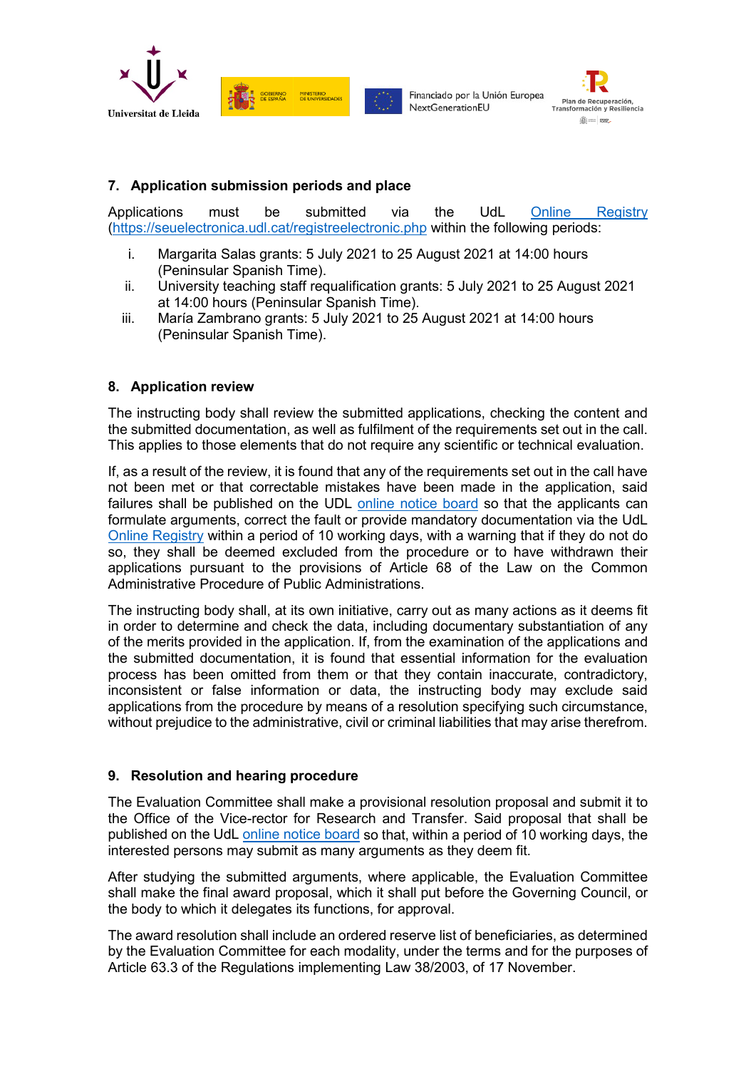## 7. Application submission periods and place

Applications must be submitted via the UdL Online Registry (https://seuelectronica.udl.cat/registreelectronic.php) within the following periods:

i. Margarita Salas grants: 5 July 2021 to 25 August 2021 at 14:00 hours (Peninsular Spanish Time).
ii. University teaching staff requalification grants: 5 July 2021 to 25 August 2021 at 14:00 hours (Peninsular Spanish Time).
iii. María Zambrano grants: 5 July 2021 to 25 August 2021 at 14:00 hours (Peninsular Spanish Time).

## 8. Application review

The instructing body shall review the submitted applications, checking the content and the submitted documentation, as well as fulfilment of the requirements set out in the call. This applies to those elements that do not require any scientific or technical evaluation.

If, as a result of the review, it is found that any of the requirements set out in the call have not been met or that correctable mistakes have been made in the application, said failures shall be published on the UDL online notice board so that the applicants can formulate arguments, correct the fault or provide mandatory documentation via the UdL Online Registry within a period of 10 working days, with a warning that if they do not do so, they shall be deemed excluded from the procedure or to have withdrawn their applications pursuant to the provisions of Article 68 of the Law on the Common Administrative Procedure of Public Administrations.

The instructing body shall, at its own initiative, carry out as many actions as it deems fit in order to determine and check the data, including documentary substantiation of any of the merits provided in the application. If, from the examination of the applications and the submitted documentation, it is found that essential information for the evaluation process has been omitted from them or that they contain inaccurate, contradictory, inconsistent or false information or data, the instructing body may exclude said applications from the procedure by means of a resolution specifying such circumstance, without prejudice to the administrative, civil or criminal liabilities that may arise therefrom.

## 9. Resolution and hearing procedure

The Evaluation Committee shall make a provisional resolution proposal and submit it to the Office of the Vice-rector for Research and Transfer. Said proposal that shall be published on the UdL online notice board so that, within a period of 10 working days, the interested persons may submit as many arguments as they deem fit.

After studying the submitted arguments, where applicable, the Evaluation Committee shall make the final award proposal, which it shall put before the Governing Council, or the body to which it delegates its functions, for approval.

The award resolution shall include an ordered reserve list of beneficiaries, as determined by the Evaluation Committee for each modality, under the terms and for the purposes of Article 63.3 of the Regulations implementing Law 38/2003, of 17 November.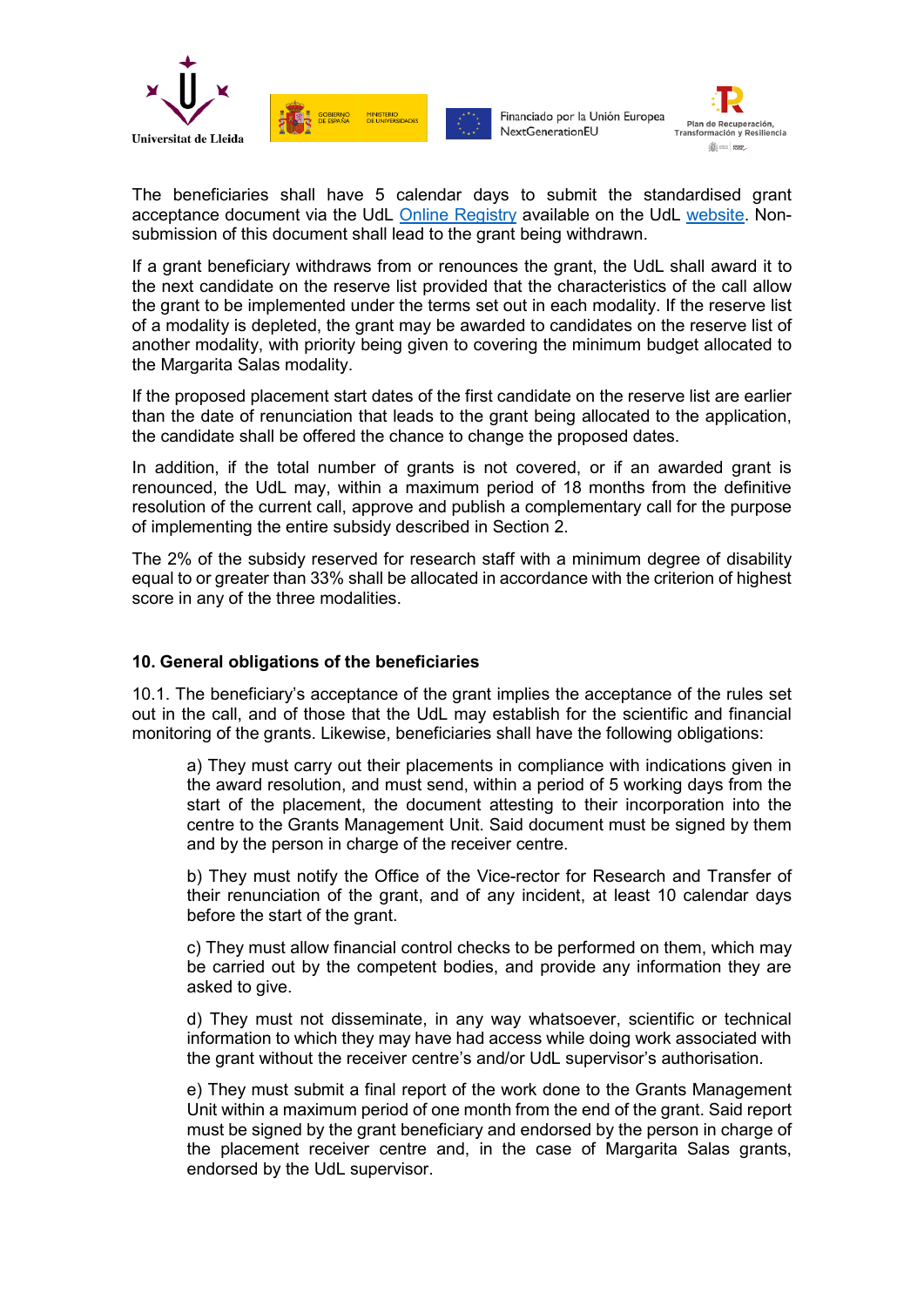The beneficiaries shall have 5 calendar days to submit the standardised grant acceptance document via the UdL [Online Registry]() available on the UdL [website](). Non-submission of this document shall lead to the grant being withdrawn.

If a grant beneficiary withdraws from or renounces the grant, the UdL shall award it to the next candidate on the reserve list provided that the characteristics of the call allow the grant to be implemented under the terms set out in each modality. If the reserve list of a modality is depleted, the grant may be awarded to candidates on the reserve list of another modality, with priority being given to covering the minimum budget allocated to the Margarita Salas modality.

If the proposed placement start dates of the first candidate on the reserve list are earlier than the date of renunciation that leads to the grant being allocated to the application, the candidate shall be offered the chance to change the proposed dates.

In addition, if the total number of grants is not covered, or if an awarded grant is renounced, the UdL may, within a maximum period of 18 months from the definitive resolution of the current call, approve and publish a complementary call for the purpose of implementing the entire subsidy described in Section 2.

The 2% of the subsidy reserved for research staff with a minimum degree of disability equal to or greater than 33% shall be allocated in accordance with the criterion of highest score in any of the three modalities.

## 10. General obligations of the beneficiaries

10.1. The beneficiary's acceptance of the grant implies the acceptance of the rules set out in the call, and of those that the UdL may establish for the scientific and financial monitoring of the grants. Likewise, beneficiaries shall have the following obligations:

a) They must carry out their placements in compliance with indications given in the award resolution, and must send, within a period of 5 working days from the start of the placement, the document attesting to their incorporation into the centre to the Grants Management Unit. Said document must be signed by them and by the person in charge of the receiver centre.

b) They must notify the Office of the Vice-rector for Research and Transfer of their renunciation of the grant, and of any incident, at least 10 calendar days before the start of the grant.

c) They must allow financial control checks to be performed on them, which may be carried out by the competent bodies, and provide any information they are asked to give.

d) They must not disseminate, in any way whatsoever, scientific or technical information to which they may have had access while doing work associated with the grant without the receiver centre's and/or UdL supervisor's authorisation.

e) They must submit a final report of the work done to the Grants Management Unit within a maximum period of one month from the end of the grant. Said report must be signed by the grant beneficiary and endorsed by the person in charge of the placement receiver centre and, in the case of Margarita Salas grants, endorsed by the UdL supervisor.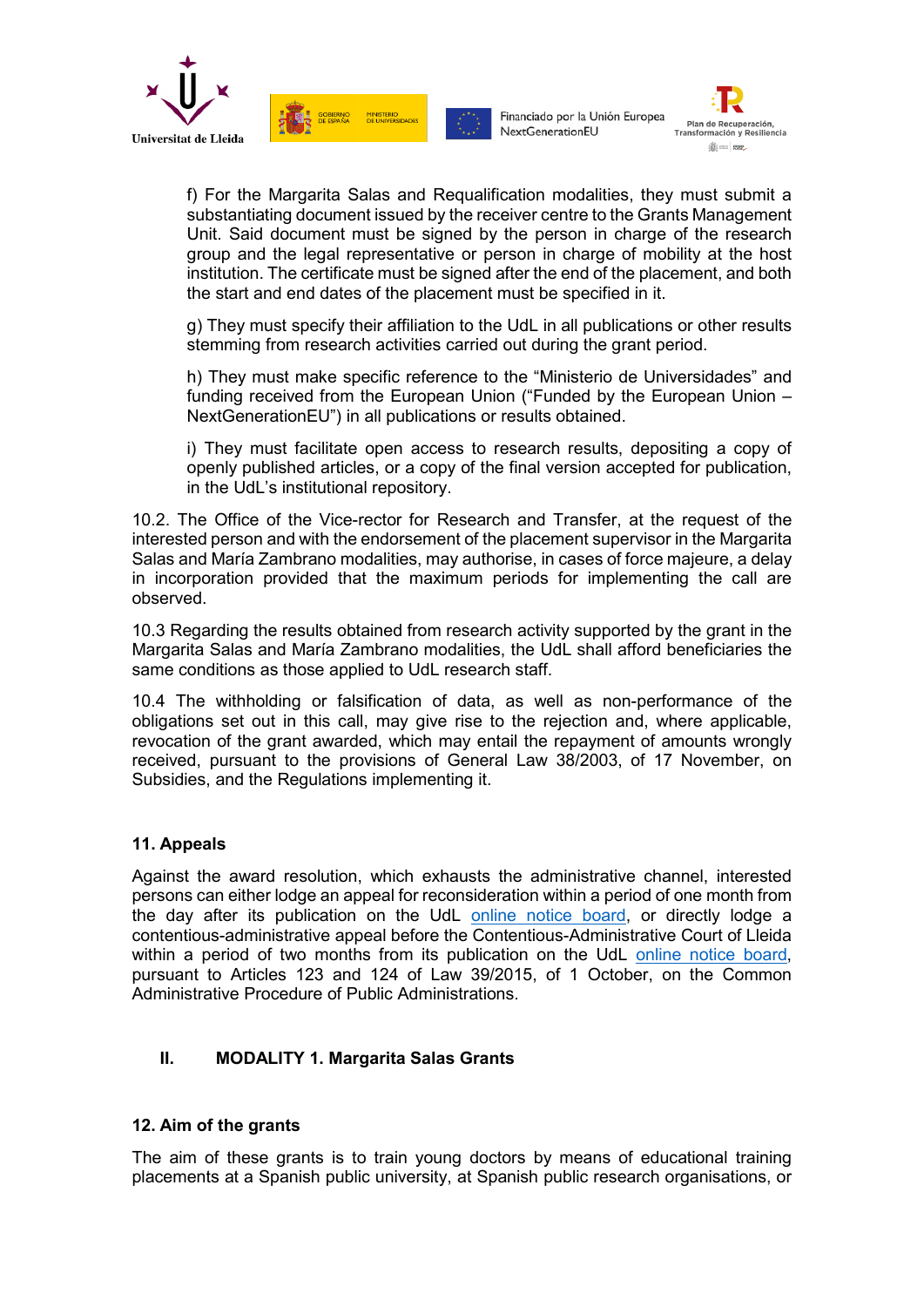f) For the Margarita Salas and Requalification modalities, they must submit a substantiating document issued by the receiver centre to the Grants Management Unit. Said document must be signed by the person in charge of the research group and the legal representative or person in charge of mobility at the host institution. The certificate must be signed after the end of the placement, and both the start and end dates of the placement must be specified in it.

g) They must specify their affiliation to the UdL in all publications or other results stemming from research activities carried out during the grant period.

h) They must make specific reference to the "Ministerio de Universidades" and funding received from the European Union ("Funded by the European Union – NextGenerationEU") in all publications or results obtained.

i) They must facilitate open access to research results, depositing a copy of openly published articles, or a copy of the final version accepted for publication, in the UdL's institutional repository.

10.2. The Office of the Vice-rector for Research and Transfer, at the request of the interested person and with the endorsement of the placement supervisor in the Margarita Salas and María Zambrano modalities, may authorise, in cases of force majeure, a delay in incorporation provided that the maximum periods for implementing the call are observed.

10.3 Regarding the results obtained from research activity supported by the grant in the Margarita Salas and María Zambrano modalities, the UdL shall afford beneficiaries the same conditions as those applied to UdL research staff.

10.4 The withholding or falsification of data, as well as non-performance of the obligations set out in this call, may give rise to the rejection and, where applicable, revocation of the grant awarded, which may entail the repayment of amounts wrongly received, pursuant to the provisions of General Law 38/2003, of 17 November, on Subsidies, and the Regulations implementing it.

## 11. Appeals

Against the award resolution, which exhausts the administrative channel, interested persons can either lodge an appeal for reconsideration within a period of one month from the day after its publication on the UdL online notice board, or directly lodge a contentious-administrative appeal before the Contentious-Administrative Court of Lleida within a period of two months from its publication on the UdL online notice board, pursuant to Articles 123 and 124 of Law 39/2015, of 1 October, on the Common Administrative Procedure of Public Administrations.

# II. MODALITY 1. Margarita Salas Grants

## 12. Aim of the grants

The aim of these grants is to train young doctors by means of educational training placements at a Spanish public university, at Spanish public research organisations, or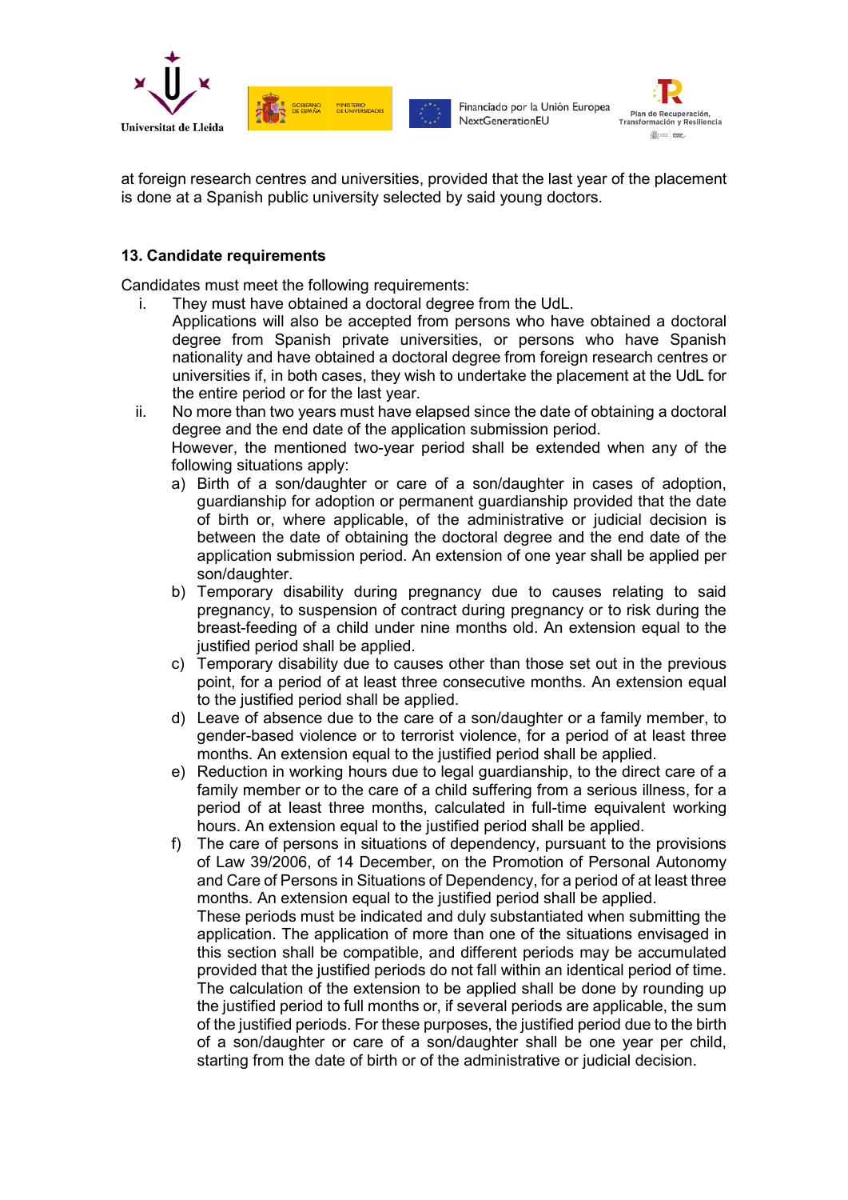at foreign research centres and universities, provided that the last year of the placement is done at a Spanish public university selected by said young doctors.

### 13. Candidate requirements

Candidates must meet the following requirements:

i. They must have obtained a doctoral degree from the UdL.
   Applications will also be accepted from persons who have obtained a doctoral degree from Spanish private universities, or persons who have Spanish nationality and have obtained a doctoral degree from foreign research centres or universities if, in both cases, they wish to undertake the placement at the UdL for the entire period or for the last year.

ii. No more than two years must have elapsed since the date of obtaining a doctoral degree and the end date of the application submission period.
   However, the mentioned two-year period shall be extended when any of the following situations apply:

   a) Birth of a son/daughter or care of a son/daughter in cases of adoption, guardianship for adoption or permanent guardianship provided that the date of birth or, where applicable, of the administrative or judicial decision is between the date of obtaining the doctoral degree and the end date of the application submission period. An extension of one year shall be applied per son/daughter.
   b) Temporary disability during pregnancy due to causes relating to said pregnancy, to suspension of contract during pregnancy or to risk during the breast-feeding of a child under nine months old. An extension equal to the justified period shall be applied.
   c) Temporary disability due to causes other than those set out in the previous point, for a period of at least three consecutive months. An extension equal to the justified period shall be applied.
   d) Leave of absence due to the care of a son/daughter or a family member, to gender-based violence or to terrorist violence, for a period of at least three months. An extension equal to the justified period shall be applied.
   e) Reduction in working hours due to legal guardianship, to the direct care of a family member or to the care of a child suffering from a serious illness, for a period of at least three months, calculated in full-time equivalent working hours. An extension equal to the justified period shall be applied.
   f) The care of persons in situations of dependency, pursuant to the provisions of Law 39/2006, of 14 December, on the Promotion of Personal Autonomy and Care of Persons in Situations of Dependency, for a period of at least three months. An extension equal to the justified period shall be applied.
      These periods must be indicated and duly substantiated when submitting the application. The application of more than one of the situations envisaged in this section shall be compatible, and different periods may be accumulated provided that the justified periods do not fall within an identical period of time. The calculation of the extension to be applied shall be done by rounding up the justified period to full months or, if several periods are applicable, the sum of the justified periods. For these purposes, the justified period due to the birth of a son/daughter or care of a son/daughter shall be one year per child, starting from the date of birth or of the administrative or judicial decision.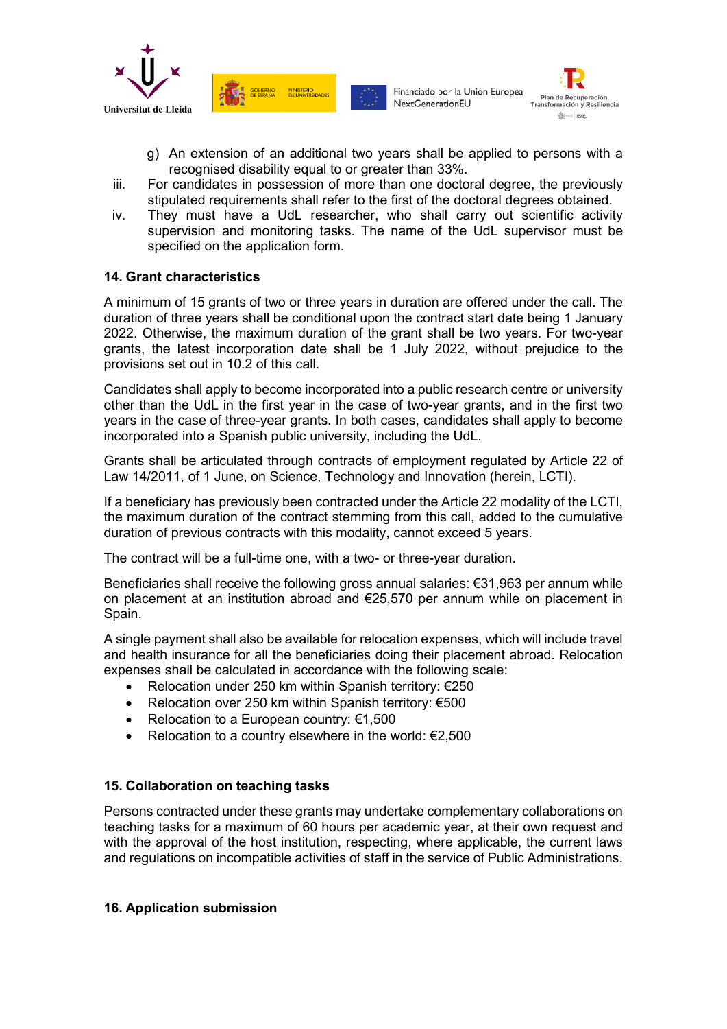g) An extension of an additional two years shall be applied to persons with a recognised disability equal to or greater than 33%.

iii. For candidates in possession of more than one doctoral degree, the previously stipulated requirements shall refer to the first of the doctoral degrees obtained.

iv. They must have a UdL researcher, who shall carry out scientific activity supervision and monitoring tasks. The name of the UdL supervisor must be specified on the application form.

**14. Grant characteristics**

A minimum of 15 grants of two or three years in duration are offered under the call. The duration of three years shall be conditional upon the contract start date being 1 January 2022. Otherwise, the maximum duration of the grant shall be two years. For two-year grants, the latest incorporation date shall be 1 July 2022, without prejudice to the provisions set out in 10.2 of this call.

Candidates shall apply to become incorporated into a public research centre or university other than the UdL in the first year in the case of two-year grants, and in the first two years in the case of three-year grants. In both cases, candidates shall apply to become incorporated into a Spanish public university, including the UdL.

Grants shall be articulated through contracts of employment regulated by Article 22 of Law 14/2011, of 1 June, on Science, Technology and Innovation (herein, LCTI).

If a beneficiary has previously been contracted under the Article 22 modality of the LCTI, the maximum duration of the contract stemming from this call, added to the cumulative duration of previous contracts with this modality, cannot exceed 5 years.

The contract will be a full-time one, with a two- or three-year duration.

Beneficiaries shall receive the following gross annual salaries: €31,963 per annum while on placement at an institution abroad and €25,570 per annum while on placement in Spain.

A single payment shall also be available for relocation expenses, which will include travel and health insurance for all the beneficiaries doing their placement abroad. Relocation expenses shall be calculated in accordance with the following scale:

- Relocation under 250 km within Spanish territory: €250
- Relocation over 250 km within Spanish territory: €500
- Relocation to a European country: €1,500
- Relocation to a country elsewhere in the world: €2,500

**15. Collaboration on teaching tasks**

Persons contracted under these grants may undertake complementary collaborations on teaching tasks for a maximum of 60 hours per academic year, at their own request and with the approval of the host institution, respecting, where applicable, the current laws and regulations on incompatible activities of staff in the service of Public Administrations.

**16. Application submission**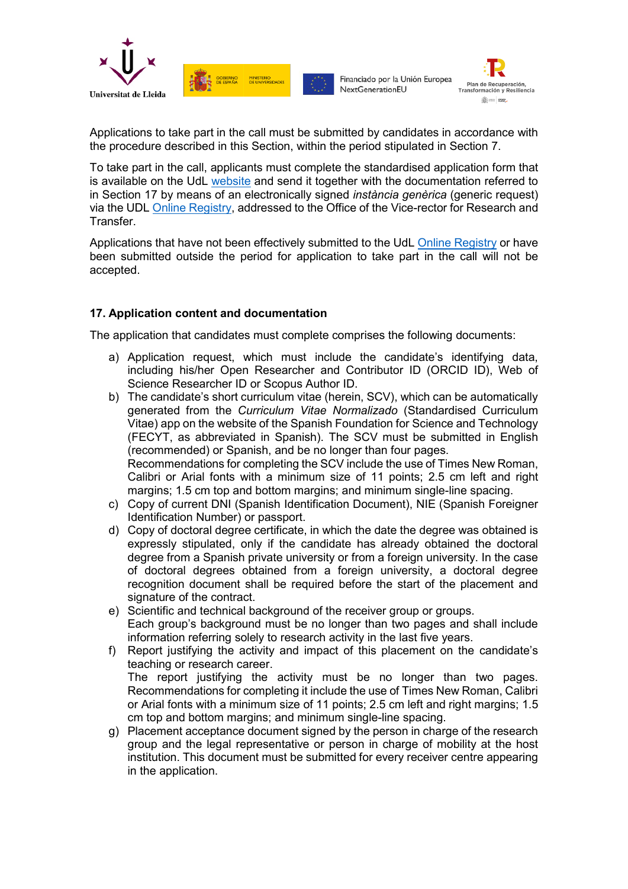Applications to take part in the call must be submitted by candidates in accordance with the procedure described in this Section, within the period stipulated in Section 7.

To take part in the call, applicants must complete the standardised application form that is available on the UdL website and send it together with the documentation referred to in Section 17 by means of an electronically signed *instància genèrica* (generic request) via the UDL Online Registry, addressed to the Office of the Vice-rector for Research and Transfer.

Applications that have not been effectively submitted to the UdL Online Registry or have been submitted outside the period for application to take part in the call will not be accepted.

**17. Application content and documentation**

The application that candidates must complete comprises the following documents:

a) Application request, which must include the candidate's identifying data, including his/her Open Researcher and Contributor ID (ORCID ID), Web of Science Researcher ID or Scopus Author ID.
b) The candidate's short curriculum vitae (herein, SCV), which can be automatically generated from the *Curriculum Vitae Normalizado* (Standardised Curriculum Vitae) app on the website of the Spanish Foundation for Science and Technology (FECYT, as abbreviated in Spanish). The SCV must be submitted in English (recommended) or Spanish, and be no longer than four pages.
   Recommendations for completing the SCV include the use of Times New Roman, Calibri or Arial fonts with a minimum size of 11 points; 2.5 cm left and right margins; 1.5 cm top and bottom margins; and minimum single-line spacing.
c) Copy of current DNI (Spanish Identification Document), NIE (Spanish Foreigner Identification Number) or passport.
d) Copy of doctoral degree certificate, in which the date the degree was obtained is expressly stipulated, only if the candidate has already obtained the doctoral degree from a Spanish private university or from a foreign university. In the case of doctoral degrees obtained from a foreign university, a doctoral degree recognition document shall be required before the start of the placement and signature of the contract.
e) Scientific and technical background of the receiver group or groups.
   Each group's background must be no longer than two pages and shall include information referring solely to research activity in the last five years.
f) Report justifying the activity and impact of this placement on the candidate's teaching or research career.
   The report justifying the activity must be no longer than two pages. Recommendations for completing it include the use of Times New Roman, Calibri or Arial fonts with a minimum size of 11 points; 2.5 cm left and right margins; 1.5 cm top and bottom margins; and minimum single-line spacing.
g) Placement acceptance document signed by the person in charge of the research group and the legal representative or person in charge of mobility at the host institution. This document must be submitted for every receiver centre appearing in the application.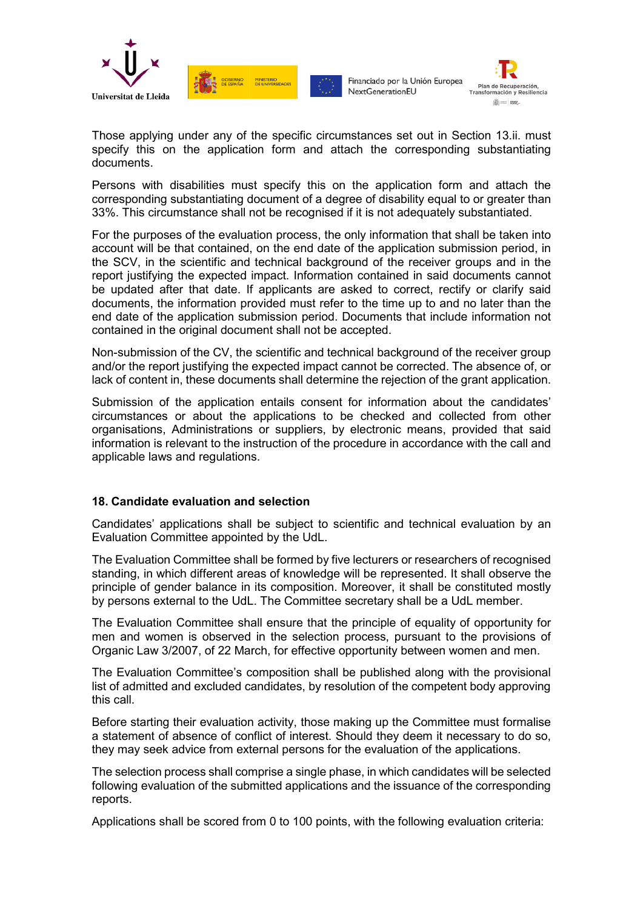Those applying under any of the specific circumstances set out in Section 13.ii. must specify this on the application form and attach the corresponding substantiating documents.

Persons with disabilities must specify this on the application form and attach the corresponding substantiating document of a degree of disability equal to or greater than 33%. This circumstance shall not be recognised if it is not adequately substantiated.

For the purposes of the evaluation process, the only information that shall be taken into account will be that contained, on the end date of the application submission period, in the SCV, in the scientific and technical background of the receiver groups and in the report justifying the expected impact. Information contained in said documents cannot be updated after that date. If applicants are asked to correct, rectify or clarify said documents, the information provided must refer to the time up to and no later than the end date of the application submission period. Documents that include information not contained in the original document shall not be accepted.

Non-submission of the CV, the scientific and technical background of the receiver group and/or the report justifying the expected impact cannot be corrected. The absence of, or lack of content in, these documents shall determine the rejection of the grant application.

Submission of the application entails consent for information about the candidates' circumstances or about the applications to be checked and collected from other organisations, Administrations or suppliers, by electronic means, provided that said information is relevant to the instruction of the procedure in accordance with the call and applicable laws and regulations.

## 18. Candidate evaluation and selection

Candidates' applications shall be subject to scientific and technical evaluation by an Evaluation Committee appointed by the UdL.

The Evaluation Committee shall be formed by five lecturers or researchers of recognised standing, in which different areas of knowledge will be represented. It shall observe the principle of gender balance in its composition. Moreover, it shall be constituted mostly by persons external to the UdL. The Committee secretary shall be a UdL member.

The Evaluation Committee shall ensure that the principle of equality of opportunity for men and women is observed in the selection process, pursuant to the provisions of Organic Law 3/2007, of 22 March, for effective opportunity between women and men.

The Evaluation Committee's composition shall be published along with the provisional list of admitted and excluded candidates, by resolution of the competent body approving this call.

Before starting their evaluation activity, those making up the Committee must formalise a statement of absence of conflict of interest. Should they deem it necessary to do so, they may seek advice from external persons for the evaluation of the applications.

The selection process shall comprise a single phase, in which candidates will be selected following evaluation of the submitted applications and the issuance of the corresponding reports.

Applications shall be scored from 0 to 100 points, with the following evaluation criteria: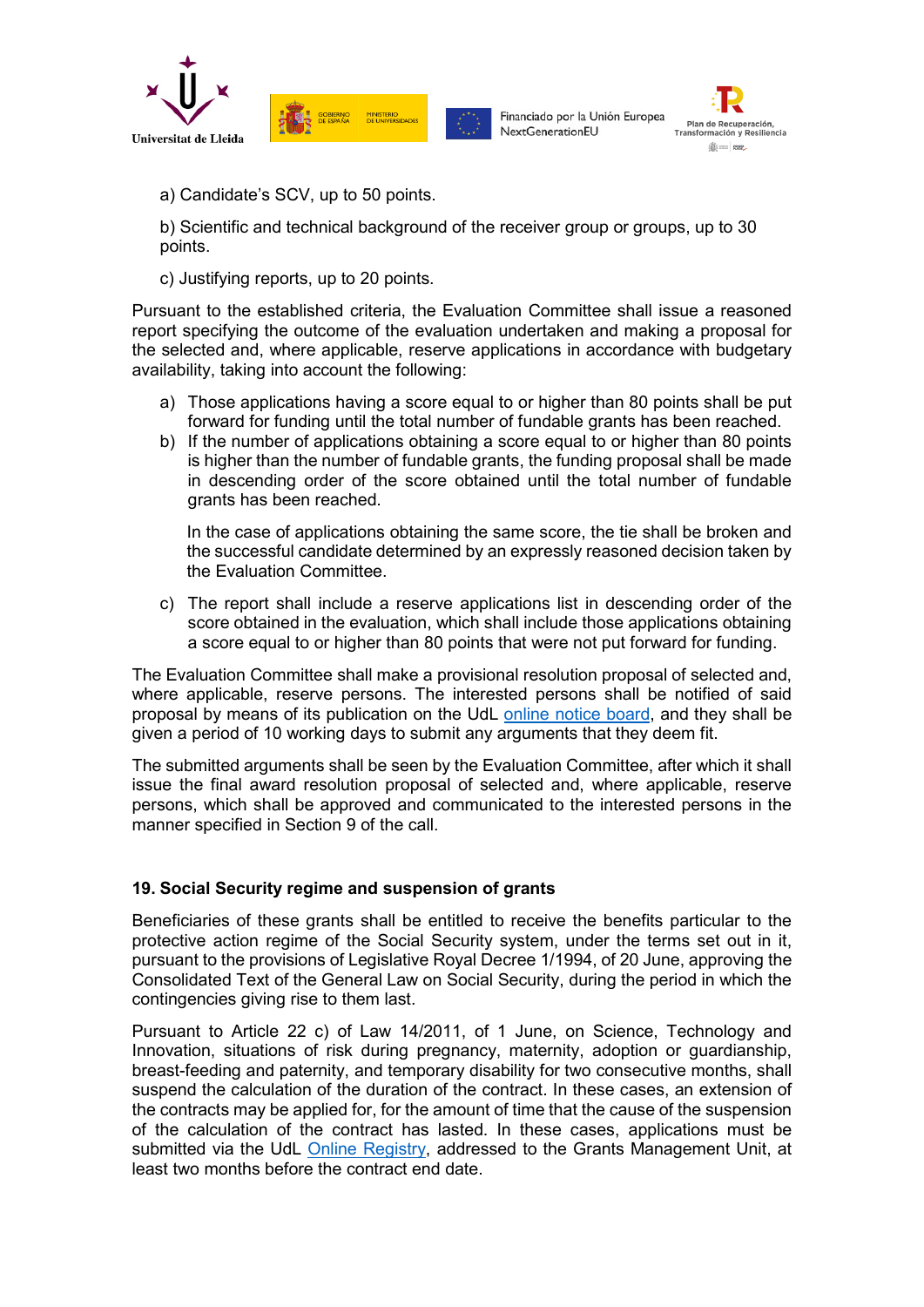a) Candidate's SCV, up to 50 points.

b) Scientific and technical background of the receiver group or groups, up to 30 points.

c) Justifying reports, up to 20 points.

Pursuant to the established criteria, the Evaluation Committee shall issue a reasoned report specifying the outcome of the evaluation undertaken and making a proposal for the selected and, where applicable, reserve applications in accordance with budgetary availability, taking into account the following:

a) Those applications having a score equal to or higher than 80 points shall be put forward for funding until the total number of fundable grants has been reached.

b) If the number of applications obtaining a score equal to or higher than 80 points is higher than the number of fundable grants, the funding proposal shall be made in descending order of the score obtained until the total number of fundable grants has been reached.

   In the case of applications obtaining the same score, the tie shall be broken and the successful candidate determined by an expressly reasoned decision taken by the Evaluation Committee.

c) The report shall include a reserve applications list in descending order of the score obtained in the evaluation, which shall include those applications obtaining a score equal to or higher than 80 points that were not put forward for funding.

The Evaluation Committee shall make a provisional resolution proposal of selected and, where applicable, reserve persons. The interested persons shall be notified of said proposal by means of its publication on the UdL online notice board, and they shall be given a period of 10 working days to submit any arguments that they deem fit.

The submitted arguments shall be seen by the Evaluation Committee, after which it shall issue the final award resolution proposal of selected and, where applicable, reserve persons, which shall be approved and communicated to the interested persons in the manner specified in Section 9 of the call.

## 19. Social Security regime and suspension of grants

Beneficiaries of these grants shall be entitled to receive the benefits particular to the protective action regime of the Social Security system, under the terms set out in it, pursuant to the provisions of Legislative Royal Decree 1/1994, of 20 June, approving the Consolidated Text of the General Law on Social Security, during the period in which the contingencies giving rise to them last.

Pursuant to Article 22 c) of Law 14/2011, of 1 June, on Science, Technology and Innovation, situations of risk during pregnancy, maternity, adoption or guardianship, breast-feeding and paternity, and temporary disability for two consecutive months, shall suspend the calculation of the duration of the contract. In these cases, an extension of the contracts may be applied for, for the amount of time that the cause of the suspension of the calculation of the contract has lasted. In these cases, applications must be submitted via the UdL Online Registry, addressed to the Grants Management Unit, at least two months before the contract end date.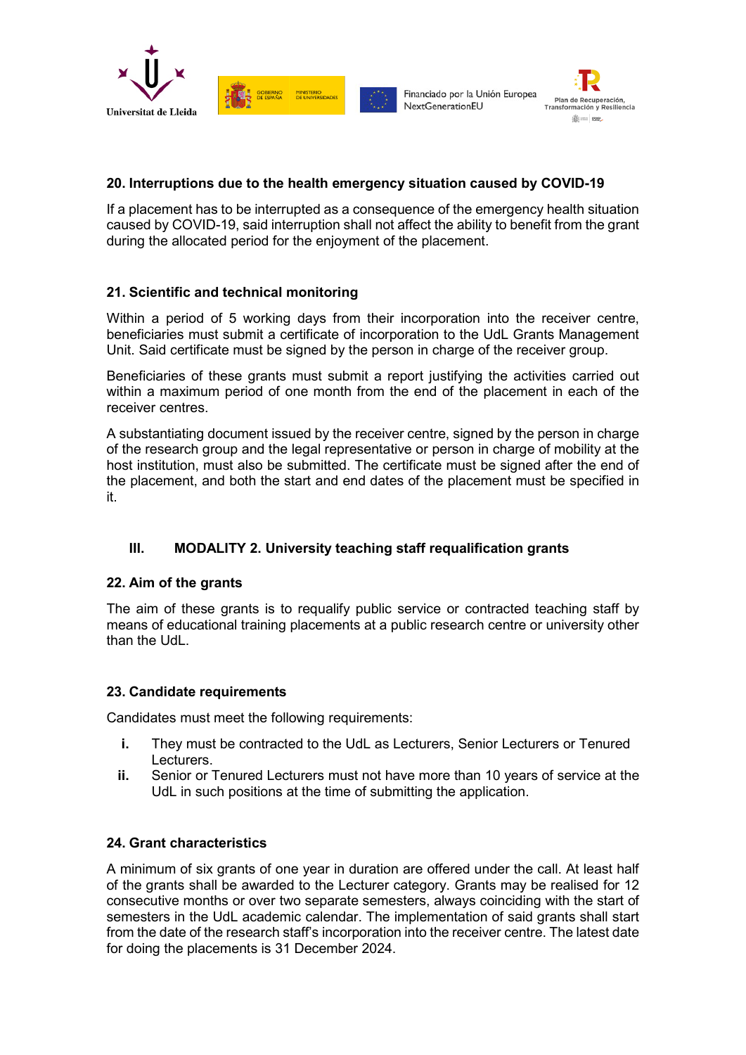### 20. Interruptions due to the health emergency situation caused by COVID-19

If a placement has to be interrupted as a consequence of the emergency health situation caused by COVID-19, said interruption shall not affect the ability to benefit from the grant during the allocated period for the enjoyment of the placement.

### 21. Scientific and technical monitoring

Within a period of 5 working days from their incorporation into the receiver centre, beneficiaries must submit a certificate of incorporation to the UdL Grants Management Unit. Said certificate must be signed by the person in charge of the receiver group.

Beneficiaries of these grants must submit a report justifying the activities carried out within a maximum period of one month from the end of the placement in each of the receiver centres.

A substantiating document issued by the receiver centre, signed by the person in charge of the research group and the legal representative or person in charge of mobility at the host institution, must also be submitted. The certificate must be signed after the end of the placement, and both the start and end dates of the placement must be specified in it.

## III. MODALITY 2. University teaching staff requalification grants

### 22. Aim of the grants

The aim of these grants is to requalify public service or contracted teaching staff by means of educational training placements at a public research centre or university other than the UdL.

### 23. Candidate requirements

Candidates must meet the following requirements:

- **i.** They must be contracted to the UdL as Lecturers, Senior Lecturers or Tenured Lecturers.
- **ii.** Senior or Tenured Lecturers must not have more than 10 years of service at the UdL in such positions at the time of submitting the application.

### 24. Grant characteristics

A minimum of six grants of one year in duration are offered under the call. At least half of the grants shall be awarded to the Lecturer category. Grants may be realised for 12 consecutive months or over two separate semesters, always coinciding with the start of semesters in the UdL academic calendar. The implementation of said grants shall start from the date of the research staff's incorporation into the receiver centre. The latest date for doing the placements is 31 December 2024.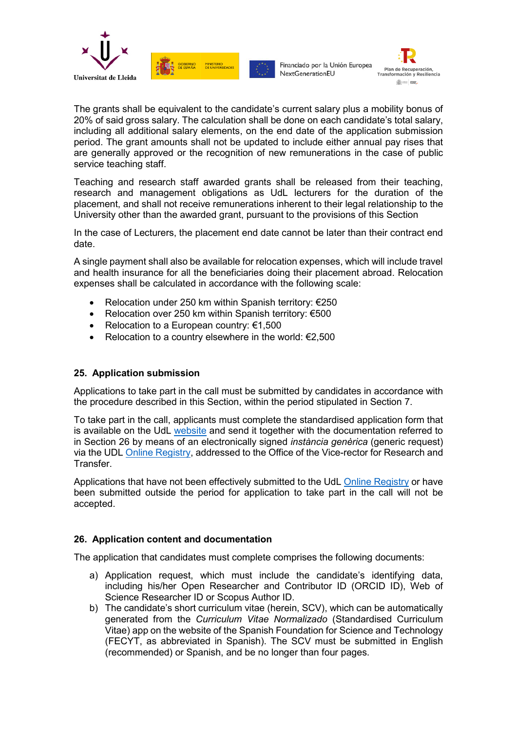The grants shall be equivalent to the candidate's current salary plus a mobility bonus of 20% of said gross salary. The calculation shall be done on each candidate's total salary, including all additional salary elements, on the end date of the application submission period. The grant amounts shall not be updated to include either annual pay rises that are generally approved or the recognition of new remunerations in the case of public service teaching staff.

Teaching and research staff awarded grants shall be released from their teaching, research and management obligations as UdL lecturers for the duration of the placement, and shall not receive remunerations inherent to their legal relationship to the University other than the awarded grant, pursuant to the provisions of this Section

In the case of Lecturers, the placement end date cannot be later than their contract end date.

A single payment shall also be available for relocation expenses, which will include travel and health insurance for all the beneficiaries doing their placement abroad. Relocation expenses shall be calculated in accordance with the following scale:

- Relocation under 250 km within Spanish territory: €250
- Relocation over 250 km within Spanish territory: €500
- Relocation to a European country: €1,500
- Relocation to a country elsewhere in the world: €2,500

## 25. Application submission

Applications to take part in the call must be submitted by candidates in accordance with the procedure described in this Section, within the period stipulated in Section 7.

To take part in the call, applicants must complete the standardised application form that is available on the UdL website and send it together with the documentation referred to in Section 26 by means of an electronically signed *instància genèrica* (generic request) via the UDL Online Registry, addressed to the Office of the Vice-rector for Research and Transfer.

Applications that have not been effectively submitted to the UdL Online Registry or have been submitted outside the period for application to take part in the call will not be accepted.

## 26. Application content and documentation

The application that candidates must complete comprises the following documents:

a) Application request, which must include the candidate's identifying data, including his/her Open Researcher and Contributor ID (ORCID ID), Web of Science Researcher ID or Scopus Author ID.
b) The candidate's short curriculum vitae (herein, SCV), which can be automatically generated from the *Curriculum Vitae Normalizado* (Standardised Curriculum Vitae) app on the website of the Spanish Foundation for Science and Technology (FECYT, as abbreviated in Spanish). The SCV must be submitted in English (recommended) or Spanish, and be no longer than four pages.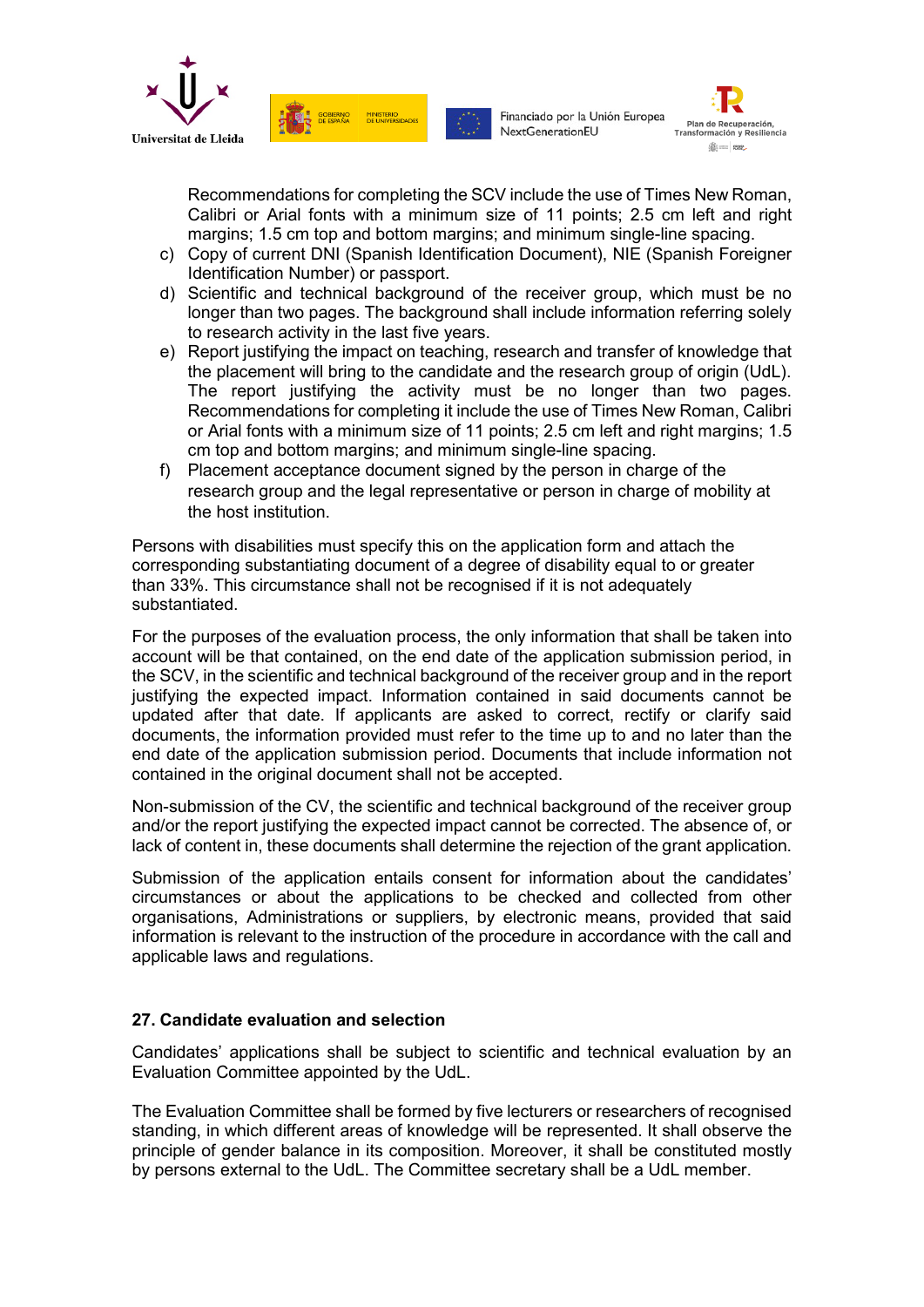Recommendations for completing the SCV include the use of Times New Roman, Calibri or Arial fonts with a minimum size of 11 points; 2.5 cm left and right margins; 1.5 cm top and bottom margins; and minimum single-line spacing.

c) Copy of current DNI (Spanish Identification Document), NIE (Spanish Foreigner Identification Number) or passport.
d) Scientific and technical background of the receiver group, which must be no longer than two pages. The background shall include information referring solely to research activity in the last five years.
e) Report justifying the impact on teaching, research and transfer of knowledge that the placement will bring to the candidate and the research group of origin (UdL). The report justifying the activity must be no longer than two pages. Recommendations for completing it include the use of Times New Roman, Calibri or Arial fonts with a minimum size of 11 points; 2.5 cm left and right margins; 1.5 cm top and bottom margins; and minimum single-line spacing.
f) Placement acceptance document signed by the person in charge of the research group and the legal representative or person in charge of mobility at the host institution.

Persons with disabilities must specify this on the application form and attach the corresponding substantiating document of a degree of disability equal to or greater than 33%. This circumstance shall not be recognised if it is not adequately substantiated.

For the purposes of the evaluation process, the only information that shall be taken into account will be that contained, on the end date of the application submission period, in the SCV, in the scientific and technical background of the receiver group and in the report justifying the expected impact. Information contained in said documents cannot be updated after that date. If applicants are asked to correct, rectify or clarify said documents, the information provided must refer to the time up to and no later than the end date of the application submission period. Documents that include information not contained in the original document shall not be accepted.

Non-submission of the CV, the scientific and technical background of the receiver group and/or the report justifying the expected impact cannot be corrected. The absence of, or lack of content in, these documents shall determine the rejection of the grant application.

Submission of the application entails consent for information about the candidates' circumstances or about the applications to be checked and collected from other organisations, Administrations or suppliers, by electronic means, provided that said information is relevant to the instruction of the procedure in accordance with the call and applicable laws and regulations.

## 27. Candidate evaluation and selection

Candidates' applications shall be subject to scientific and technical evaluation by an Evaluation Committee appointed by the UdL.

The Evaluation Committee shall be formed by five lecturers or researchers of recognised standing, in which different areas of knowledge will be represented. It shall observe the principle of gender balance in its composition. Moreover, it shall be constituted mostly by persons external to the UdL. The Committee secretary shall be a UdL member.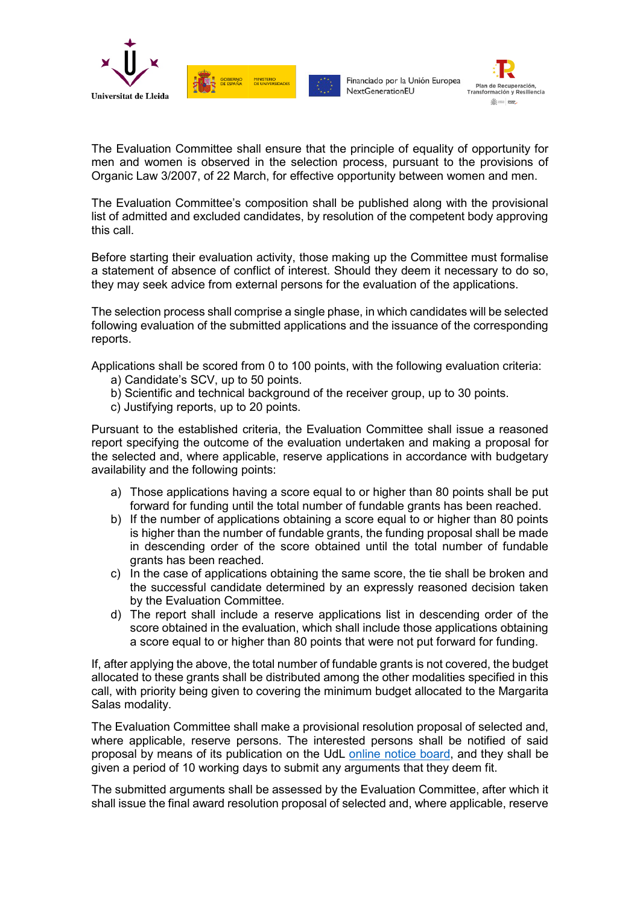The Evaluation Committee shall ensure that the principle of equality of opportunity for men and women is observed in the selection process, pursuant to the provisions of Organic Law 3/2007, of 22 March, for effective opportunity between women and men.

The Evaluation Committee's composition shall be published along with the provisional list of admitted and excluded candidates, by resolution of the competent body approving this call.

Before starting their evaluation activity, those making up the Committee must formalise a statement of absence of conflict of interest. Should they deem it necessary to do so, they may seek advice from external persons for the evaluation of the applications.

The selection process shall comprise a single phase, in which candidates will be selected following evaluation of the submitted applications and the issuance of the corresponding reports.

Applications shall be scored from 0 to 100 points, with the following evaluation criteria:

a) Candidate's SCV, up to 50 points.
b) Scientific and technical background of the receiver group, up to 30 points.
c) Justifying reports, up to 20 points.

Pursuant to the established criteria, the Evaluation Committee shall issue a reasoned report specifying the outcome of the evaluation undertaken and making a proposal for the selected and, where applicable, reserve applications in accordance with budgetary availability and the following points:

a) Those applications having a score equal to or higher than 80 points shall be put forward for funding until the total number of fundable grants has been reached.
b) If the number of applications obtaining a score equal to or higher than 80 points is higher than the number of fundable grants, the funding proposal shall be made in descending order of the score obtained until the total number of fundable grants has been reached.
c) In the case of applications obtaining the same score, the tie shall be broken and the successful candidate determined by an expressly reasoned decision taken by the Evaluation Committee.
d) The report shall include a reserve applications list in descending order of the score obtained in the evaluation, which shall include those applications obtaining a score equal to or higher than 80 points that were not put forward for funding.

If, after applying the above, the total number of fundable grants is not covered, the budget allocated to these grants shall be distributed among the other modalities specified in this call, with priority being given to covering the minimum budget allocated to the Margarita Salas modality.

The Evaluation Committee shall make a provisional resolution proposal of selected and, where applicable, reserve persons. The interested persons shall be notified of said proposal by means of its publication on the UdL online notice board, and they shall be given a period of 10 working days to submit any arguments that they deem fit.

The submitted arguments shall be assessed by the Evaluation Committee, after which it shall issue the final award resolution proposal of selected and, where applicable, reserve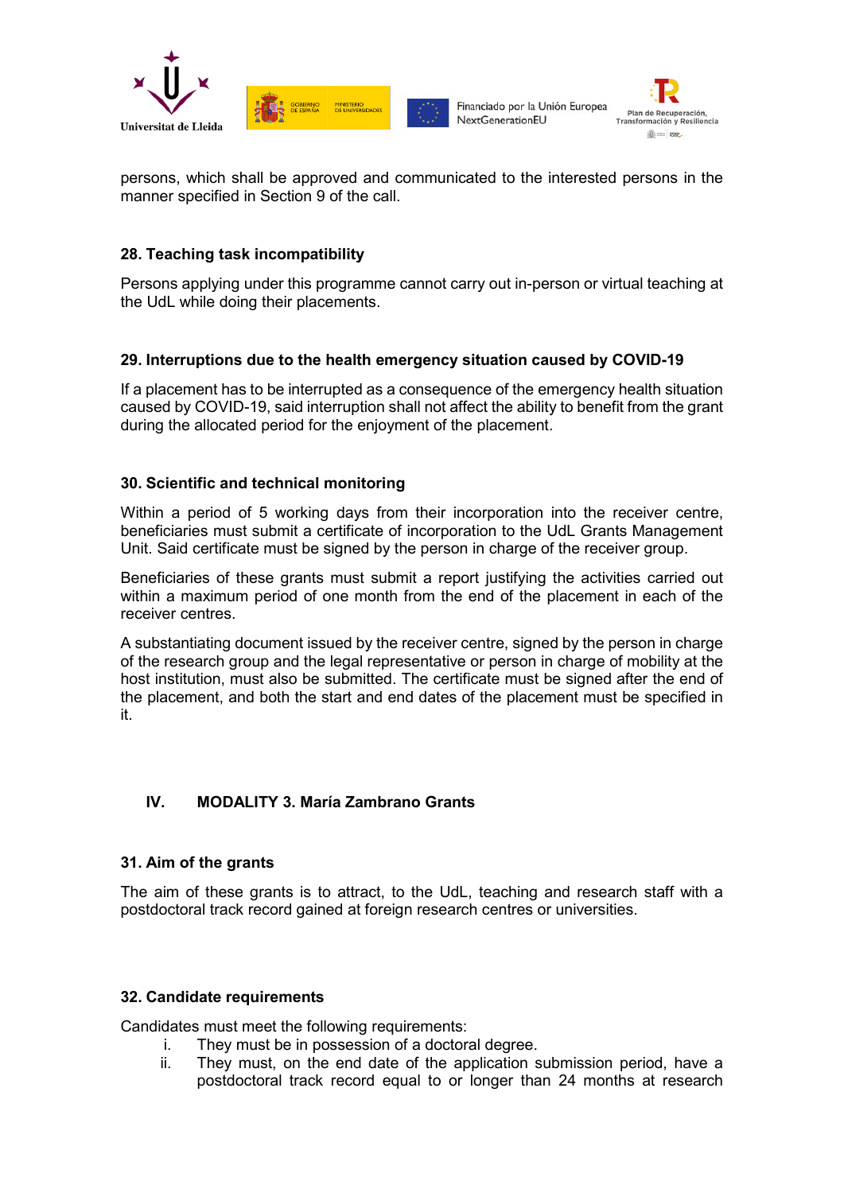persons, which shall be approved and communicated to the interested persons in the manner specified in Section 9 of the call.

### 28. Teaching task incompatibility

Persons applying under this programme cannot carry out in-person or virtual teaching at the UdL while doing their placements.

### 29. Interruptions due to the health emergency situation caused by COVID-19

If a placement has to be interrupted as a consequence of the emergency health situation caused by COVID-19, said interruption shall not affect the ability to benefit from the grant during the allocated period for the enjoyment of the placement.

### 30. Scientific and technical monitoring

Within a period of 5 working days from their incorporation into the receiver centre, beneficiaries must submit a certificate of incorporation to the UdL Grants Management Unit. Said certificate must be signed by the person in charge of the receiver group.

Beneficiaries of these grants must submit a report justifying the activities carried out within a maximum period of one month from the end of the placement in each of the receiver centres.

A substantiating document issued by the receiver centre, signed by the person in charge of the research group and the legal representative or person in charge of mobility at the host institution, must also be submitted. The certificate must be signed after the end of the placement, and both the start and end dates of the placement must be specified in it.

## IV. MODALITY 3. María Zambrano Grants

### 31. Aim of the grants

The aim of these grants is to attract, to the UdL, teaching and research staff with a postdoctoral track record gained at foreign research centres or universities.

### 32. Candidate requirements

Candidates must meet the following requirements:

i. They must be in possession of a doctoral degree.
ii. They must, on the end date of the application submission period, have a postdoctoral track record equal to or longer than 24 months at research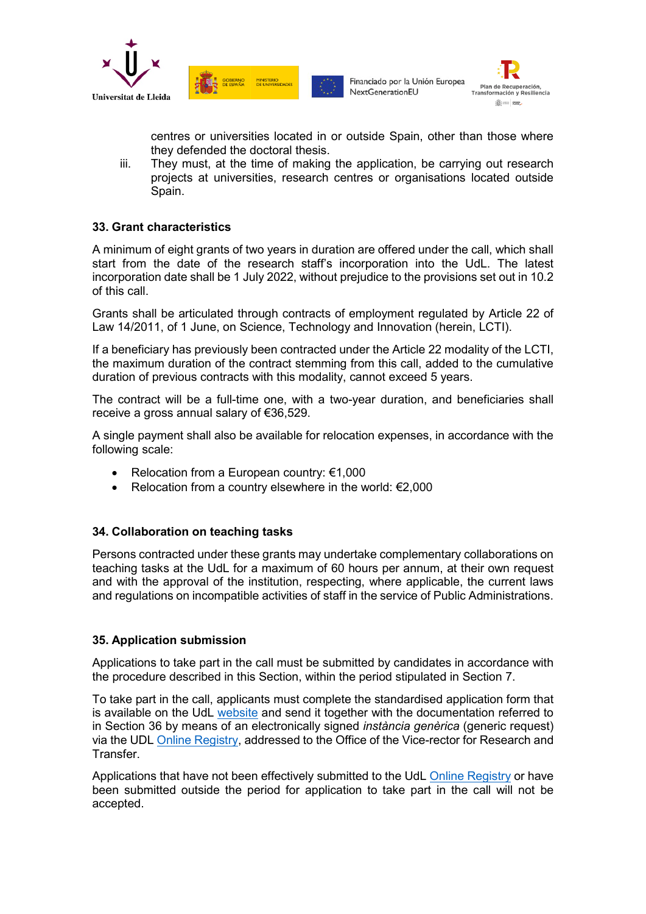centres or universities located in or outside Spain, other than those where they defended the doctoral thesis.

iii. They must, at the time of making the application, be carrying out research projects at universities, research centres or organisations located outside Spain.

### 33. Grant characteristics

A minimum of eight grants of two years in duration are offered under the call, which shall start from the date of the research staff's incorporation into the UdL. The latest incorporation date shall be 1 July 2022, without prejudice to the provisions set out in 10.2 of this call.

Grants shall be articulated through contracts of employment regulated by Article 22 of Law 14/2011, of 1 June, on Science, Technology and Innovation (herein, LCTI).

If a beneficiary has previously been contracted under the Article 22 modality of the LCTI, the maximum duration of the contract stemming from this call, added to the cumulative duration of previous contracts with this modality, cannot exceed 5 years.

The contract will be a full-time one, with a two-year duration, and beneficiaries shall receive a gross annual salary of €36,529.

A single payment shall also be available for relocation expenses, in accordance with the following scale:

- Relocation from a European country: €1,000
- Relocation from a country elsewhere in the world: €2,000

### 34. Collaboration on teaching tasks

Persons contracted under these grants may undertake complementary collaborations on teaching tasks at the UdL for a maximum of 60 hours per annum, at their own request and with the approval of the institution, respecting, where applicable, the current laws and regulations on incompatible activities of staff in the service of Public Administrations.

### 35. Application submission

Applications to take part in the call must be submitted by candidates in accordance with the procedure described in this Section, within the period stipulated in Section 7.

To take part in the call, applicants must complete the standardised application form that is available on the UdL website and send it together with the documentation referred to in Section 36 by means of an electronically signed *instància genèrica* (generic request) via the UDL Online Registry, addressed to the Office of the Vice-rector for Research and Transfer.

Applications that have not been effectively submitted to the UdL Online Registry or have been submitted outside the period for application to take part in the call will not be accepted.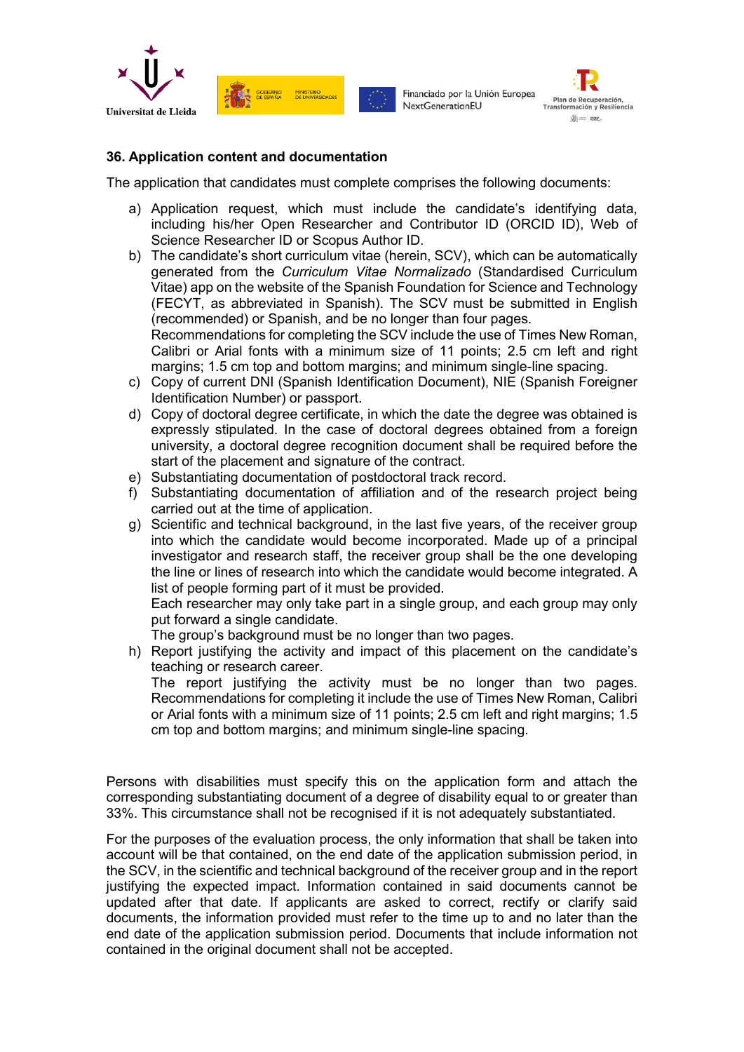## 36. Application content and documentation

The application that candidates must complete comprises the following documents:

a) Application request, which must include the candidate's identifying data, including his/her Open Researcher and Contributor ID (ORCID ID), Web of Science Researcher ID or Scopus Author ID.

b) The candidate's short curriculum vitae (herein, SCV), which can be automatically generated from the *Curriculum Vitae Normalizado* (Standardised Curriculum Vitae) app on the website of the Spanish Foundation for Science and Technology (FECYT, as abbreviated in Spanish). The SCV must be submitted in English (recommended) or Spanish, and be no longer than four pages.
Recommendations for completing the SCV include the use of Times New Roman, Calibri or Arial fonts with a minimum size of 11 points; 2.5 cm left and right margins; 1.5 cm top and bottom margins; and minimum single-line spacing.

c) Copy of current DNI (Spanish Identification Document), NIE (Spanish Foreigner Identification Number) or passport.

d) Copy of doctoral degree certificate, in which the date the degree was obtained is expressly stipulated. In the case of doctoral degrees obtained from a foreign university, a doctoral degree recognition document shall be required before the start of the placement and signature of the contract.

e) Substantiating documentation of postdoctoral track record.

f) Substantiating documentation of affiliation and of the research project being carried out at the time of application.

g) Scientific and technical background, in the last five years, of the receiver group into which the candidate would become incorporated. Made up of a principal investigator and research staff, the receiver group shall be the one developing the line or lines of research into which the candidate would become integrated. A list of people forming part of it must be provided.
Each researcher may only take part in a single group, and each group may only put forward a single candidate.
The group's background must be no longer than two pages.

h) Report justifying the activity and impact of this placement on the candidate's teaching or research career.
The report justifying the activity must be no longer than two pages. Recommendations for completing it include the use of Times New Roman, Calibri or Arial fonts with a minimum size of 11 points; 2.5 cm left and right margins; 1.5 cm top and bottom margins; and minimum single-line spacing.

Persons with disabilities must specify this on the application form and attach the corresponding substantiating document of a degree of disability equal to or greater than 33%. This circumstance shall not be recognised if it is not adequately substantiated.

For the purposes of the evaluation process, the only information that shall be taken into account will be that contained, on the end date of the application submission period, in the SCV, in the scientific and technical background of the receiver group and in the report justifying the expected impact. Information contained in said documents cannot be updated after that date. If applicants are asked to correct, rectify or clarify said documents, the information provided must refer to the time up to and no later than the end date of the application submission period. Documents that include information not contained in the original document shall not be accepted.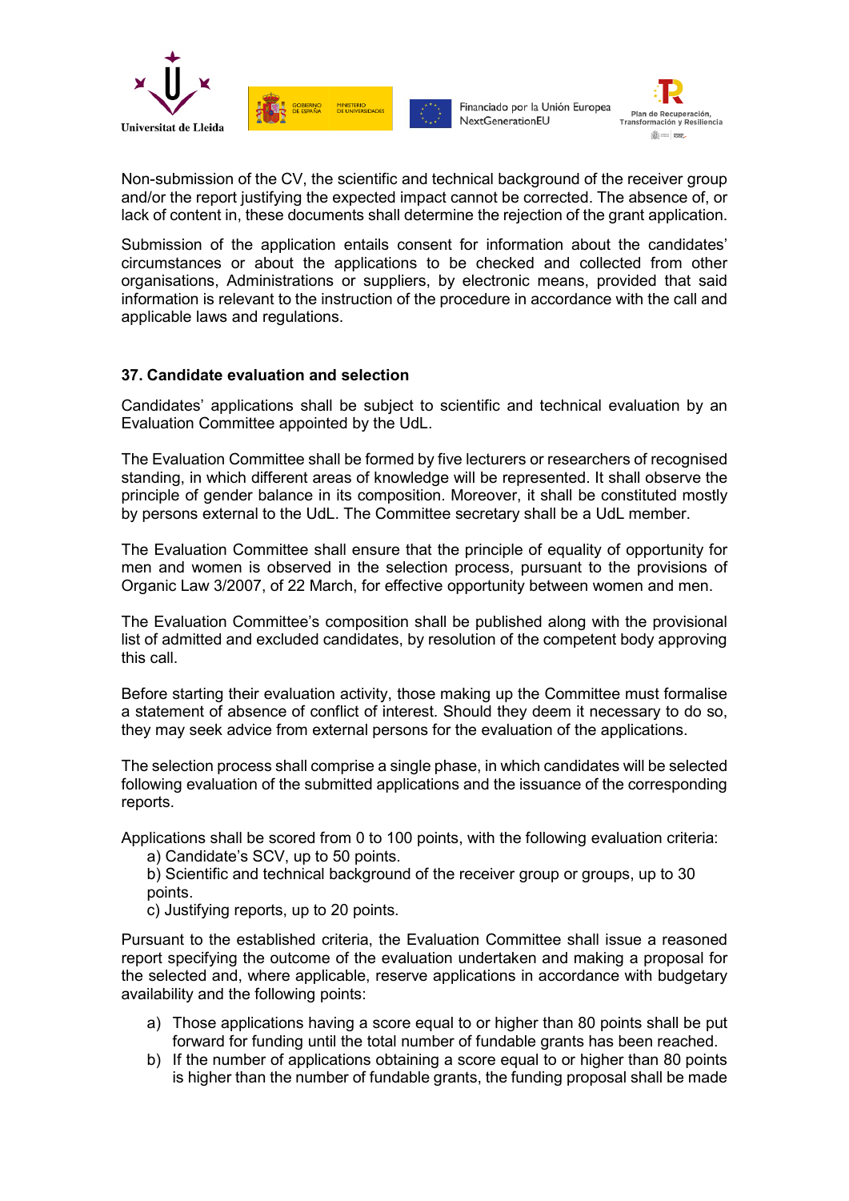Non-submission of the CV, the scientific and technical background of the receiver group and/or the report justifying the expected impact cannot be corrected. The absence of, or lack of content in, these documents shall determine the rejection of the grant application.

Submission of the application entails consent for information about the candidates' circumstances or about the applications to be checked and collected from other organisations, Administrations or suppliers, by electronic means, provided that said information is relevant to the instruction of the procedure in accordance with the call and applicable laws and regulations.

### 37. Candidate evaluation and selection

Candidates' applications shall be subject to scientific and technical evaluation by an Evaluation Committee appointed by the UdL.

The Evaluation Committee shall be formed by five lecturers or researchers of recognised standing, in which different areas of knowledge will be represented. It shall observe the principle of gender balance in its composition. Moreover, it shall be constituted mostly by persons external to the UdL. The Committee secretary shall be a UdL member.

The Evaluation Committee shall ensure that the principle of equality of opportunity for men and women is observed in the selection process, pursuant to the provisions of Organic Law 3/2007, of 22 March, for effective opportunity between women and men.

The Evaluation Committee's composition shall be published along with the provisional list of admitted and excluded candidates, by resolution of the competent body approving this call.

Before starting their evaluation activity, those making up the Committee must formalise a statement of absence of conflict of interest. Should they deem it necessary to do so, they may seek advice from external persons for the evaluation of the applications.

The selection process shall comprise a single phase, in which candidates will be selected following evaluation of the submitted applications and the issuance of the corresponding reports.

Applications shall be scored from 0 to 100 points, with the following evaluation criteria:

a) Candidate's SCV, up to 50 points.
b) Scientific and technical background of the receiver group or groups, up to 30 points.
c) Justifying reports, up to 20 points.

Pursuant to the established criteria, the Evaluation Committee shall issue a reasoned report specifying the outcome of the evaluation undertaken and making a proposal for the selected and, where applicable, reserve applications in accordance with budgetary availability and the following points:

a) Those applications having a score equal to or higher than 80 points shall be put forward for funding until the total number of fundable grants has been reached.
b) If the number of applications obtaining a score equal to or higher than 80 points is higher than the number of fundable grants, the funding proposal shall be made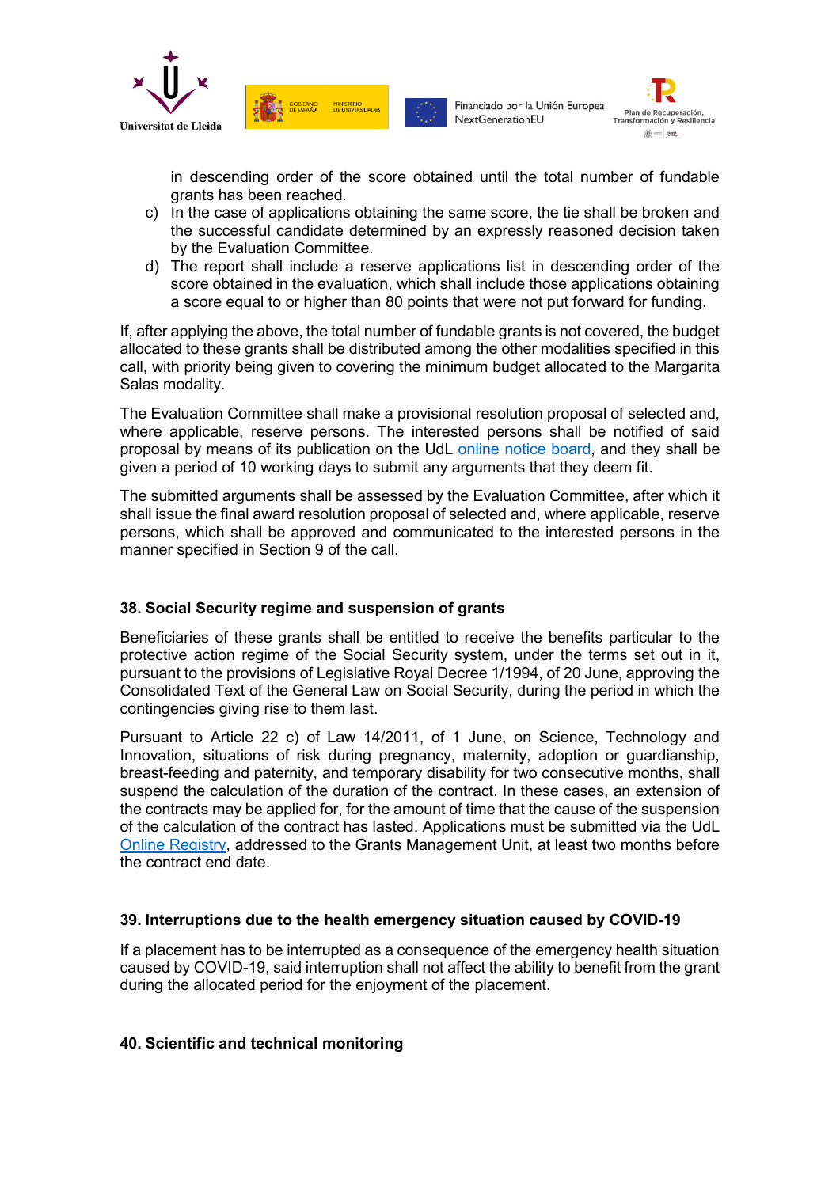in descending order of the score obtained until the total number of fundable grants has been reached.

c) In the case of applications obtaining the same score, the tie shall be broken and the successful candidate determined by an expressly reasoned decision taken by the Evaluation Committee.

d) The report shall include a reserve applications list in descending order of the score obtained in the evaluation, which shall include those applications obtaining a score equal to or higher than 80 points that were not put forward for funding.

If, after applying the above, the total number of fundable grants is not covered, the budget allocated to these grants shall be distributed among the other modalities specified in this call, with priority being given to covering the minimum budget allocated to the Margarita Salas modality.

The Evaluation Committee shall make a provisional resolution proposal of selected and, where applicable, reserve persons. The interested persons shall be notified of said proposal by means of its publication on the UdL online notice board, and they shall be given a period of 10 working days to submit any arguments that they deem fit.

The submitted arguments shall be assessed by the Evaluation Committee, after which it shall issue the final award resolution proposal of selected and, where applicable, reserve persons, which shall be approved and communicated to the interested persons in the manner specified in Section 9 of the call.

### 38. Social Security regime and suspension of grants

Beneficiaries of these grants shall be entitled to receive the benefits particular to the protective action regime of the Social Security system, under the terms set out in it, pursuant to the provisions of Legislative Royal Decree 1/1994, of 20 June, approving the Consolidated Text of the General Law on Social Security, during the period in which the contingencies giving rise to them last.

Pursuant to Article 22 c) of Law 14/2011, of 1 June, on Science, Technology and Innovation, situations of risk during pregnancy, maternity, adoption or guardianship, breast-feeding and paternity, and temporary disability for two consecutive months, shall suspend the calculation of the duration of the contract. In these cases, an extension of the contracts may be applied for, for the amount of time that the cause of the suspension of the calculation of the contract has lasted. Applications must be submitted via the UdL Online Registry, addressed to the Grants Management Unit, at least two months before the contract end date.

### 39. Interruptions due to the health emergency situation caused by COVID-19

If a placement has to be interrupted as a consequence of the emergency health situation caused by COVID-19, said interruption shall not affect the ability to benefit from the grant during the allocated period for the enjoyment of the placement.

### 40. Scientific and technical monitoring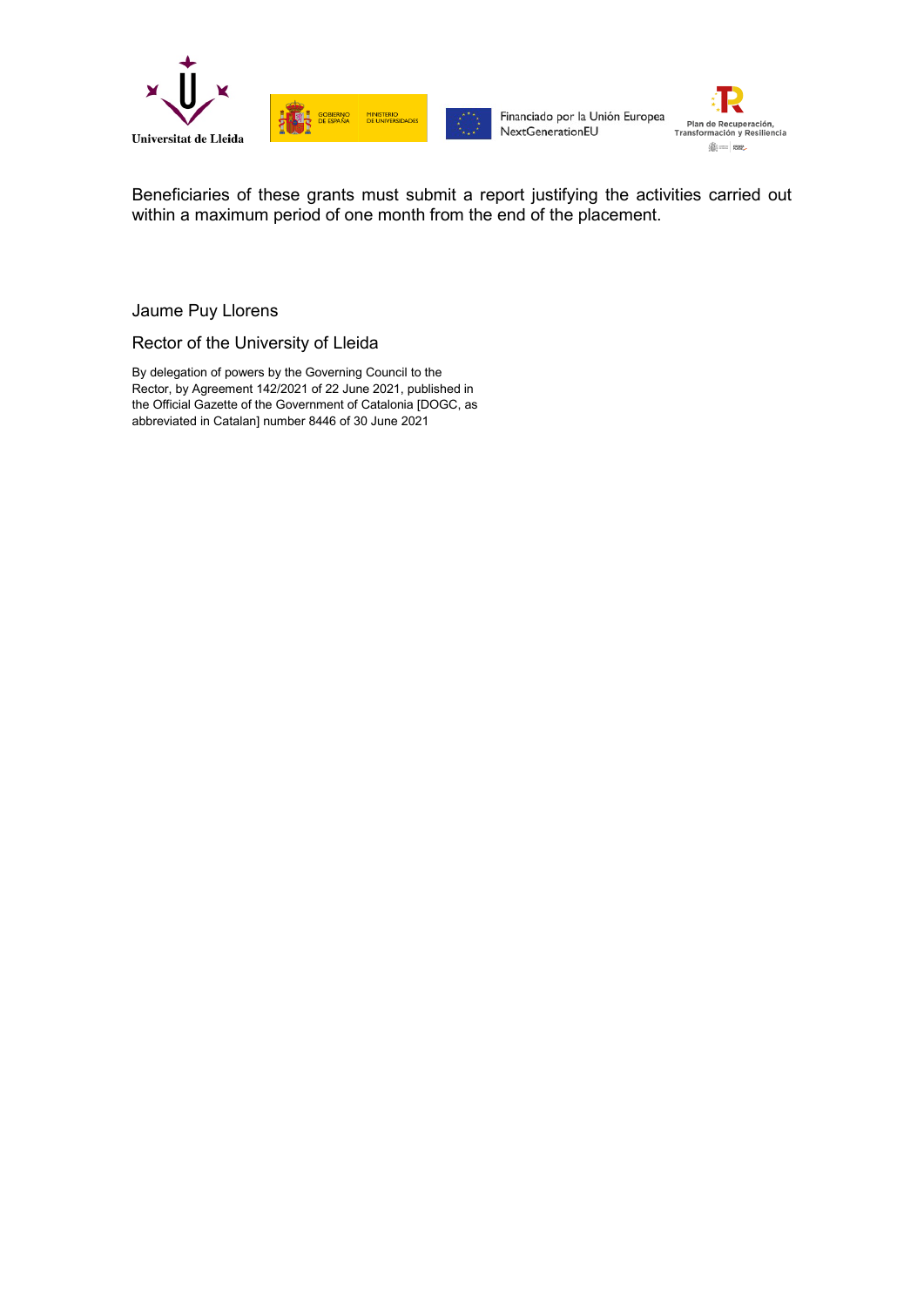Beneficiaries of these grants must submit a report justifying the activities carried out within a maximum period of one month from the end of the placement.

Jaume Puy Llorens

Rector of the University of Lleida

By delegation of powers by the Governing Council to the Rector, by Agreement 142/2021 of 22 June 2021, published in the Official Gazette of the Government of Catalonia [DOGC, as abbreviated in Catalan] number 8446 of 30 June 2021